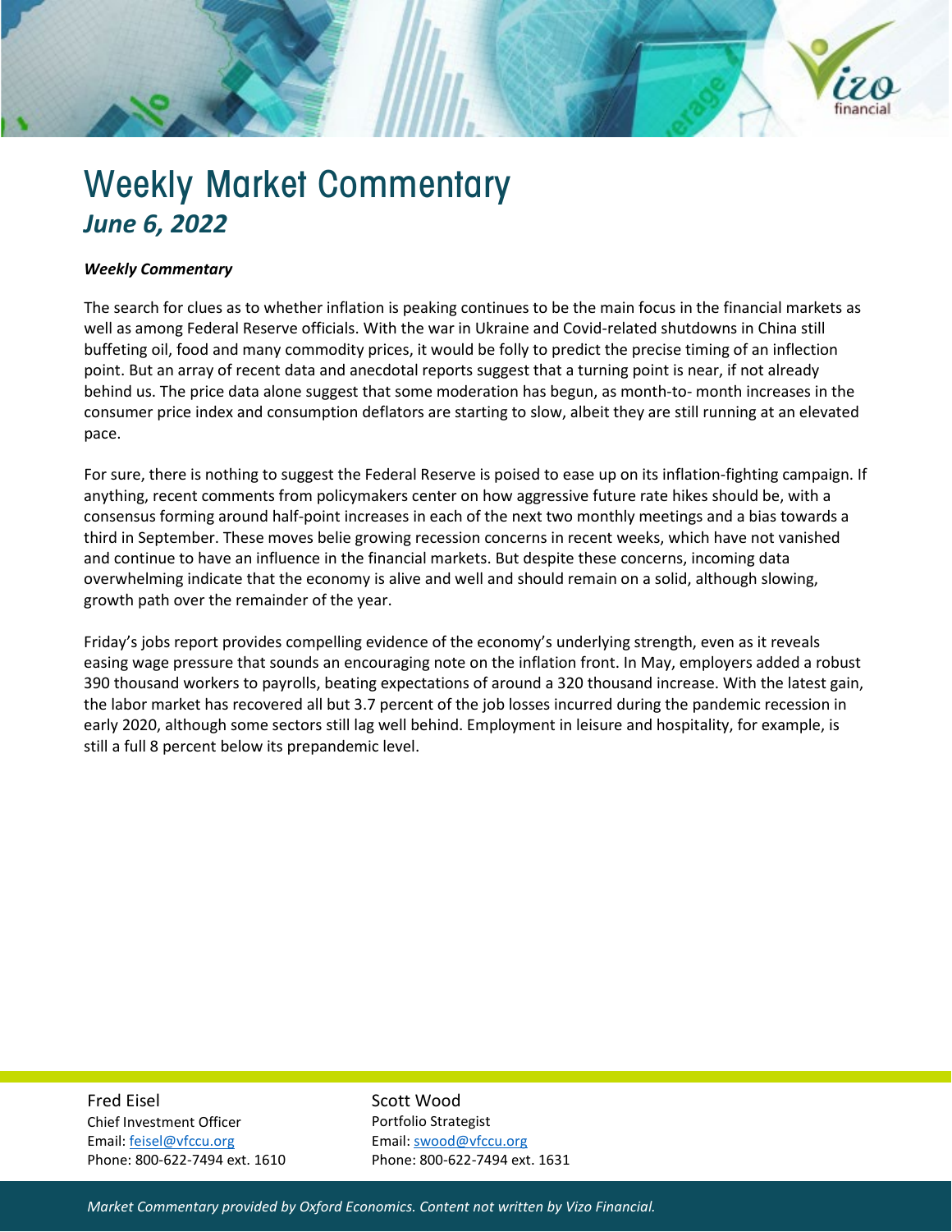# Weekly Market Commentary

***June 6, 2022***

***Weekly Commentary***

The search for clues as to whether inflation is peaking continues to be the main focus in the financial markets as well as among Federal Reserve officials. With the war in Ukraine and Covid-related shutdowns in China still buffeting oil, food and many commodity prices, it would be folly to predict the precise timing of an inflection point. But an array of recent data and anecdotal reports suggest that a turning point is near, if not already behind us. The price data alone suggest that some moderation has begun, as month-to- month increases in the consumer price index and consumption deflators are starting to slow, albeit they are still running at an elevated pace.

For sure, there is nothing to suggest the Federal Reserve is poised to ease up on its inflation-fighting campaign. If anything, recent comments from policymakers center on how aggressive future rate hikes should be, with a consensus forming around half-point increases in each of the next two monthly meetings and a bias towards a third in September. These moves belie growing recession concerns in recent weeks, which have not vanished and continue to have an influence in the financial markets. But despite these concerns, incoming data overwhelming indicate that the economy is alive and well and should remain on a solid, although slowing, growth path over the remainder of the year.

Friday's jobs report provides compelling evidence of the economy's underlying strength, even as it reveals easing wage pressure that sounds an encouraging note on the inflation front. In May, employers added a robust 390 thousand workers to payrolls, beating expectations of around a 320 thousand increase. With the latest gain, the labor market has recovered all but 3.7 percent of the job losses incurred during the pandemic recession in early 2020, although some sectors still lag well behind. Employment in leisure and hospitality, for example, is still a full 8 percent below its prepandemic level.

Fred Eisel
Chief Investment Officer
Email: feisel@vfccu.org
Phone: 800-622-7494 ext. 1610

Scott Wood
Portfolio Strategist
Email: swood@vfccu.org
Phone: 800-622-7494 ext. 1631

*Market Commentary provided by Oxford Economics. Content not written by Vizo Financial.*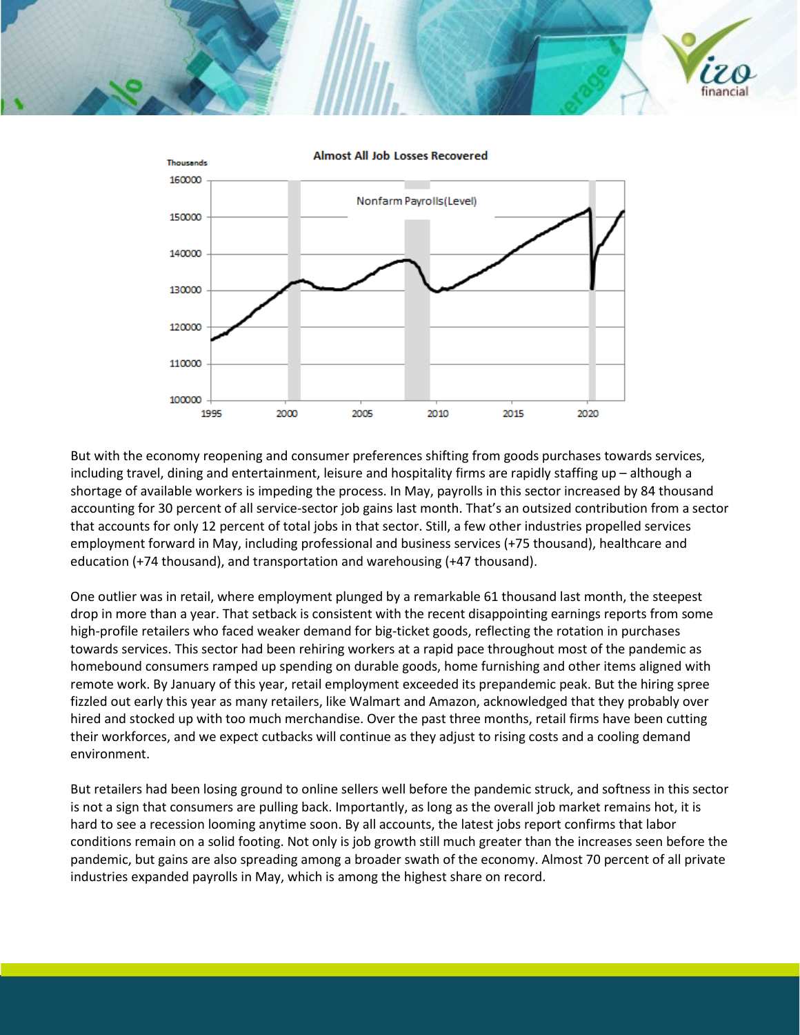But with the economy reopening and consumer preferences shifting from goods purchases towards services, including travel, dining and entertainment, leisure and hospitality firms are rapidly staffing up – although a shortage of available workers is impeding the process. In May, payrolls in this sector increased by 84 thousand accounting for 30 percent of all service-sector job gains last month. That's an outsized contribution from a sector that accounts for only 12 percent of total jobs in that sector. Still, a few other industries propelled services employment forward in May, including professional and business services (+75 thousand), healthcare and education (+74 thousand), and transportation and warehousing (+47 thousand).

One outlier was in retail, where employment plunged by a remarkable 61 thousand last month, the steepest drop in more than a year. That setback is consistent with the recent disappointing earnings reports from some high-profile retailers who faced weaker demand for big-ticket goods, reflecting the rotation in purchases towards services. This sector had been rehiring workers at a rapid pace throughout most of the pandemic as homebound consumers ramped up spending on durable goods, home furnishing and other items aligned with remote work. By January of this year, retail employment exceeded its prepandemic peak. But the hiring spree fizzled out early this year as many retailers, like Walmart and Amazon, acknowledged that they probably over hired and stocked up with too much merchandise. Over the past three months, retail firms have been cutting their workforces, and we expect cutbacks will continue as they adjust to rising costs and a cooling demand environment.

But retailers had been losing ground to online sellers well before the pandemic struck, and softness in this sector is not a sign that consumers are pulling back. Importantly, as long as the overall job market remains hot, it is hard to see a recession looming anytime soon. By all accounts, the latest jobs report confirms that labor conditions remain on a solid footing. Not only is job growth still much greater than the increases seen before the pandemic, but gains are also spreading among a broader swath of the economy. Almost 70 percent of all private industries expanded payrolls in May, which is among the highest share on record.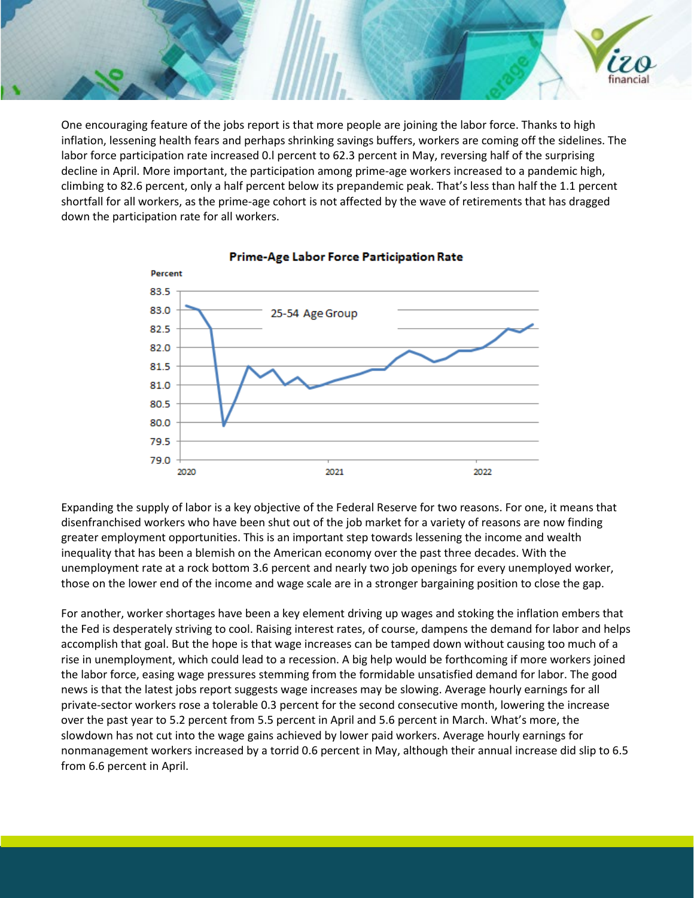One encouraging feature of the jobs report is that more people are joining the labor force. Thanks to high inflation, lessening health fears and perhaps shrinking savings buffers, workers are coming off the sidelines. The labor force participation rate increased 0.l percent to 62.3 percent in May, reversing half of the surprising decline in April. More important, the participation among prime-age workers increased to a pandemic high, climbing to 82.6 percent, only a half percent below its prepandemic peak. That's less than half the 1.1 percent shortfall for all workers, as the prime-age cohort is not affected by the wave of retirements that has dragged down the participation rate for all workers.

**Prime-Age Labor Force Participation Rate**

Expanding the supply of labor is a key objective of the Federal Reserve for two reasons. For one, it means that disenfranchised workers who have been shut out of the job market for a variety of reasons are now finding greater employment opportunities. This is an important step towards lessening the income and wealth inequality that has been a blemish on the American economy over the past three decades. With the unemployment rate at a rock bottom 3.6 percent and nearly two job openings for every unemployed worker, those on the lower end of the income and wage scale are in a stronger bargaining position to close the gap.

For another, worker shortages have been a key element driving up wages and stoking the inflation embers that the Fed is desperately striving to cool. Raising interest rates, of course, dampens the demand for labor and helps accomplish that goal. But the hope is that wage increases can be tamped down without causing too much of a rise in unemployment, which could lead to a recession. A big help would be forthcoming if more workers joined the labor force, easing wage pressures stemming from the formidable unsatisfied demand for labor. The good news is that the latest jobs report suggests wage increases may be slowing. Average hourly earnings for all private-sector workers rose a tolerable 0.3 percent for the second consecutive month, lowering the increase over the past year to 5.2 percent from 5.5 percent in April and 5.6 percent in March. What's more, the slowdown has not cut into the wage gains achieved by lower paid workers. Average hourly earnings for nonmanagement workers increased by a torrid 0.6 percent in May, although their annual increase did slip to 6.5 from 6.6 percent in April.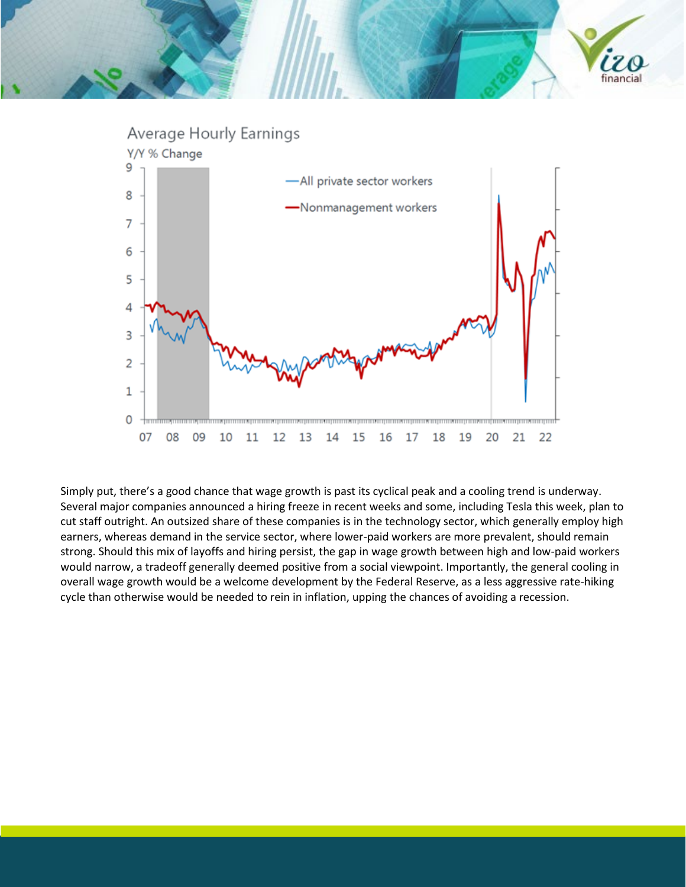Average Hourly Earnings

Y/Y % Change

9
8
7
6
5
4
3
2
1
0

—All private sector workers

—Nonmanagement workers

07 08 09 10 11 12 13 14 15 16 17 18 19 20 21 22

Simply put, there's a good chance that wage growth is past its cyclical peak and a cooling trend is underway. Several major companies announced a hiring freeze in recent weeks and some, including Tesla this week, plan to cut staff outright. An outsized share of these companies is in the technology sector, which generally employ high earners, whereas demand in the service sector, where lower-paid workers are more prevalent, should remain strong. Should this mix of layoffs and hiring persist, the gap in wage growth between high and low-paid workers would narrow, a tradeoff generally deemed positive from a social viewpoint. Importantly, the general cooling in overall wage growth would be a welcome development by the Federal Reserve, as a less aggressive rate-hiking cycle than otherwise would be needed to rein in inflation, upping the chances of avoiding a recession.